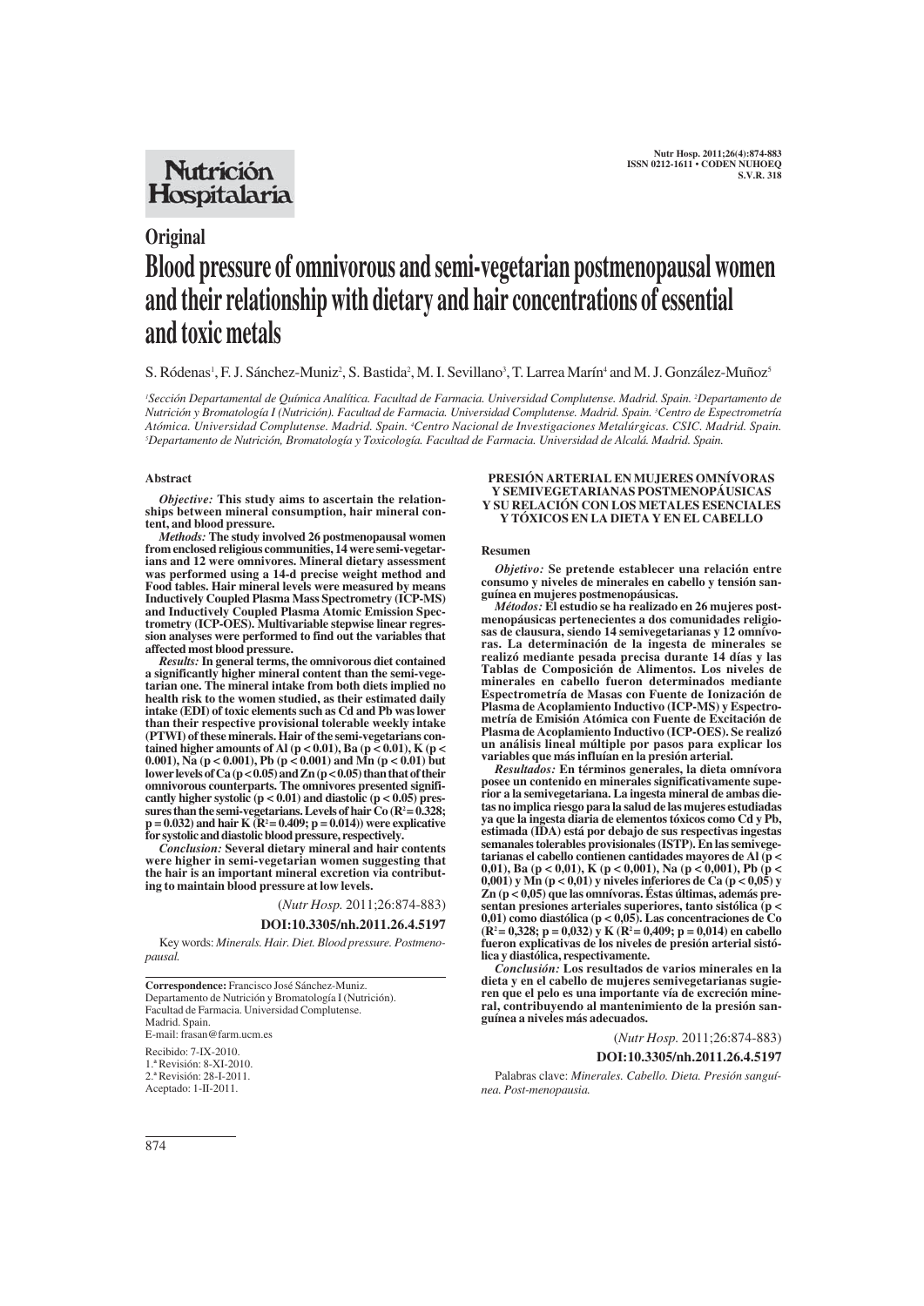## Original

# Blood pressure of omnivorous and semi-vegetarian postmenopausal women and their relationship with dietary and hair concentrations of essential and toxic metals

S. Ródenas[1], F. J. Sánchez-Muniz[2], S. Bastida[2], M. I. Sevillano[3], T. Larrea Marín[4] and M. J. González-Muñoz[5]

[1]Sección Departamental de Química Analítica. Facultad de Farmacia. Universidad Complutense. Madrid. Spain. [2]Departamento de Nutrición y Bromatología I (Nutrición). Facultad de Farmacia. Universidad Complutense. Madrid. Spain. [3]Centro de Espectrometría Atómica. Universidad Complutense. Madrid. Spain. [4]Centro Nacional de Investigaciones Metalúrgicas. CSIC. Madrid. Spain. [5]Departamento de Nutrición, Bromatología y Toxicología. Facultad de Farmacia. Universidad de Alcalá. Madrid. Spain.

### Abstract

***Objective:*** **This study aims to ascertain the relationships between mineral consumption, hair mineral content, and blood pressure.**

***Methods:*** **The study involved 26 postmenopausal women from enclosed religious communities, 14 were semi-vegetarians and 12 were omnivores. Mineral dietary assessment was performed using a 14-d precise weight method and Food tables. Hair mineral levels were measured by means Inductively Coupled Plasma Mass Spectrometry (ICP-MS) and Inductively Coupled Plasma Atomic Emission Spectrometry (ICP-OES). Multivariable stepwise linear regression analyses were performed to find out the variables that affected most blood pressure.**

***Results:*** **In general terms, the omnivorous diet contained a significantly higher mineral content than the semi-vegetarian one. The mineral intake from both diets implied no health risk to the women studied, as their estimated daily intake (EDI) of toxic elements such as Cd and Pb was lower than their respective provisional tolerable weekly intake (PTWI) of these minerals. Hair of the semi-vegetarians contained higher amounts of Al ($p < 0.01$), Ba ($p < 0.01$), K ($p < 0.001$), Na ($p < 0.001$), Pb ($p < 0.001$) and Mn ($p < 0.01$) but lower levels of Ca ($p < 0.05$) and Zn ($p < 0.05$) than that of their omnivorous counterparts. The omnivores presented significantly higher systolic ($p < 0.01$) and diastolic ($p < 0.05$) pressures than the semi-vegetarians. Levels of hair Co ($R^2 = 0.328$; $p = 0.032$) and hair K ($R^2 = 0.409$; $p = 0.014$)) were explicative for systolic and diastolic blood pressure, respectively.**

***Conclusion:*** **Several dietary mineral and hair contents were higher in semi-vegetarian women suggesting that the hair is an important mineral excretion via contributing to maintain blood pressure at low levels.**

(*Nutr Hosp.* 2011;26:874-883)

**DOI:10.3305/nh.2011.26.4.5197**

Key words: *Minerals. Hair. Diet. Blood pressure. Postmenopausal.*

---

**Correspondence:** Francisco José Sánchez-Muniz.
Departamento de Nutrición y Bromatología I (Nutrición).
Facultad de Farmacia. Universidad Complutense.
Madrid. Spain.
E-mail: frasan@farm.ucm.es

Recibido: 7-IX-2010.
1.ª Revisión: 8-XI-2010.
2.ª Revisión: 28-I-2011.
Aceptado: 1-II-2011.

---

### PRESIÓN ARTERIAL EN MUJERES OMNÍVORAS Y SEMIVEGETARIANAS POSTMENOPÁUSICAS Y SU RELACIÓN CON LOS METALES ESENCIALES Y TÓXICOS EN LA DIETA Y EN EL CABELLO

### Resumen

***Objetivo:*** **Se pretende establecer una relación entre consumo y niveles de minerales en cabello y tensión sanguínea en mujeres postmenopáusicas.**

***Métodos:*** **El estudio se ha realizado en 26 mujeres postmenopáusicas pertenecientes a dos comunidades religiosas de clausura, siendo 14 semivegetarianas y 12 omnívoras. La determinación de la ingesta de minerales se realizó mediante pesada precisa durante 14 días y las Tablas de Composición de Alimentos. Los niveles de minerales en cabello fueron determinados mediante Espectrometría de Masas con Fuente de Ionización de Plasma de Acoplamiento Inductivo (ICP-MS) y Espectrometría de Emisión Atómica con Fuente de Excitación de Plasma de Acoplamiento Inductivo (ICP-OES). Se realizó un análisis lineal múltiple por pasos para explicar los variables que más influían en la presión arterial.**

***Resultados:*** **En términos generales, la dieta omnívora posee un contenido en minerales significativamente superior a la semivegetariana. La ingesta mineral de ambas dietas no implica riesgo para la salud de las mujeres estudiadas ya que la ingesta diaria de elementos tóxicos como Cd y Pb, estimada (IDA) está por debajo de sus respectivas ingestas semanales tolerables provisionales (ISTP). En las semivegetarianas el cabello contienen cantidades mayores de Al ($p < 0,01$), Ba ($p < 0,01$), K ($p < 0,001$), Na ($p < 0,001$), Pb ($p < 0,001$) y Mn ($p < 0,01$) y niveles inferiores de Ca ($p < 0,05$) y Zn ($p < 0,05$) que las omnívoras. Éstas últimas, además presentan presiones arteriales superiores, tanto sistólica ($p < 0,01$) como diastólica ($p < 0,05$). Las concentraciones de Co ($R^2 = 0,328$; $p = 0,032$) y K ($R^2 = 0,409$; $p = 0,014$) en cabello fueron explicativas de los niveles de presión arterial sistólica y diastólica, respectivamente.**

***Conclusión:*** **Los resultados de varios minerales en la dieta y en el cabello de mujeres semivegetarianas sugieren que el pelo es una importante vía de excreción mineral, contribuyendo al mantenimiento de la presión sanguínea a niveles más adecuados.**

(*Nutr Hosp.* 2011;26:874-883)

**DOI:10.3305/nh.2011.26.4.5197**

Palabras clave: *Minerales. Cabello. Dieta. Presión sanguínea. Post-menopausia.*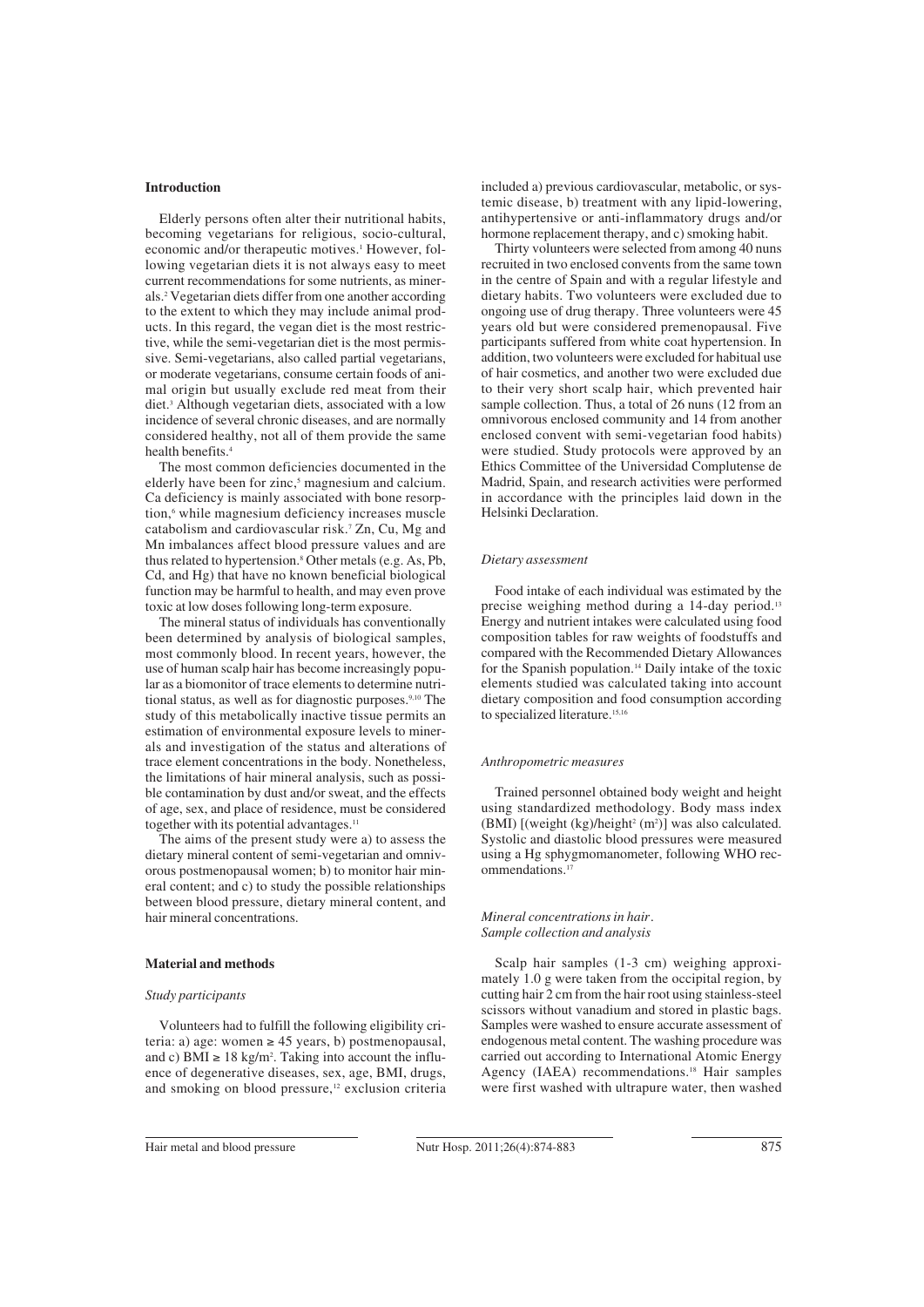## Introduction

Elderly persons often alter their nutritional habits, becoming vegetarians for religious, socio-cultural, economic and/or therapeutic motives.[1] However, following vegetarian diets it is not always easy to meet current recommendations for some nutrients, as minerals.[2] Vegetarian diets differ from one another according to the extent to which they may include animal products. In this regard, the vegan diet is the most restrictive, while the semi-vegetarian diet is the most permissive. Semi-vegetarians, also called partial vegetarians, or moderate vegetarians, consume certain foods of animal origin but usually exclude red meat from their diet.[3] Although vegetarian diets, associated with a low incidence of several chronic diseases, and are normally considered healthy, not all of them provide the same health benefits.[4]

The most common deficiencies documented in the elderly have been for zinc,[5] magnesium and calcium. Ca deficiency is mainly associated with bone resorption,[6] while magnesium deficiency increases muscle catabolism and cardiovascular risk.[7] Zn, Cu, Mg and Mn imbalances affect blood pressure values and are thus related to hypertension.[8] Other metals (e.g. As, Pb, Cd, and Hg) that have no known beneficial biological function may be harmful to health, and may even prove toxic at low doses following long-term exposure.

The mineral status of individuals has conventionally been determined by analysis of biological samples, most commonly blood. In recent years, however, the use of human scalp hair has become increasingly popular as a biomonitor of trace elements to determine nutritional status, as well as for diagnostic purposes.[9,10] The study of this metabolically inactive tissue permits an estimation of environmental exposure levels to minerals and investigation of the status and alterations of trace element concentrations in the body. Nonetheless, the limitations of hair mineral analysis, such as possible contamination by dust and/or sweat, and the effects of age, sex, and place of residence, must be considered together with its potential advantages.[11]

The aims of the present study were a) to assess the dietary mineral content of semi-vegetarian and omnivorous postmenopausal women; b) to monitor hair mineral content; and c) to study the possible relationships between blood pressure, dietary mineral content, and hair mineral concentrations.

## Material and methods

### *Study participants*

Volunteers had to fulfill the following eligibility criteria: a) age: women ≥ 45 years, b) postmenopausal, and c) BMI ≥ 18 kg/m$^2$. Taking into account the influence of degenerative diseases, sex, age, BMI, drugs, and smoking on blood pressure,[12] exclusion criteria included a) previous cardiovascular, metabolic, or systemic disease, b) treatment with any lipid-lowering, antihypertensive or anti-inflammatory drugs and/or hormone replacement therapy, and c) smoking habit.

Thirty volunteers were selected from among 40 nuns recruited in two enclosed convents from the same town in the centre of Spain and with a regular lifestyle and dietary habits. Two volunteers were excluded due to ongoing use of drug therapy. Three volunteers were 45 years old but were considered premenopausal. Five participants suffered from white coat hypertension. In addition, two volunteers were excluded for habitual use of hair cosmetics, and another two were excluded due to their very short scalp hair, which prevented hair sample collection. Thus, a total of 26 nuns (12 from an omnivorous enclosed community and 14 from another enclosed convent with semi-vegetarian food habits) were studied. Study protocols were approved by an Ethics Committee of the Universidad Complutense de Madrid, Spain, and research activities were performed in accordance with the principles laid down in the Helsinki Declaration.

### *Dietary assessment*

Food intake of each individual was estimated by the precise weighing method during a 14-day period.[13] Energy and nutrient intakes were calculated using food composition tables for raw weights of foodstuffs and compared with the Recommended Dietary Allowances for the Spanish population.[14] Daily intake of the toxic elements studied was calculated taking into account dietary composition and food consumption according to specialized literature.[15,16]

### *Anthropometric measures*

Trained personnel obtained body weight and height using standardized methodology. Body mass index (BMI) [(weight (kg)/height$^2$ (m$^2$)] was also calculated. Systolic and diastolic blood pressures were measured using a Hg sphygmomanometer, following WHO recommendations.[17]

### *Mineral concentrations in hair. Sample collection and analysis*

Scalp hair samples (1-3 cm) weighing approximately 1.0 g were taken from the occipital region, by cutting hair 2 cm from the hair root using stainless-steel scissors without vanadium and stored in plastic bags. Samples were washed to ensure accurate assessment of endogenous metal content. The washing procedure was carried out according to International Atomic Energy Agency (IAEA) recommendations.[18] Hair samples were first washed with ultrapure water, then washed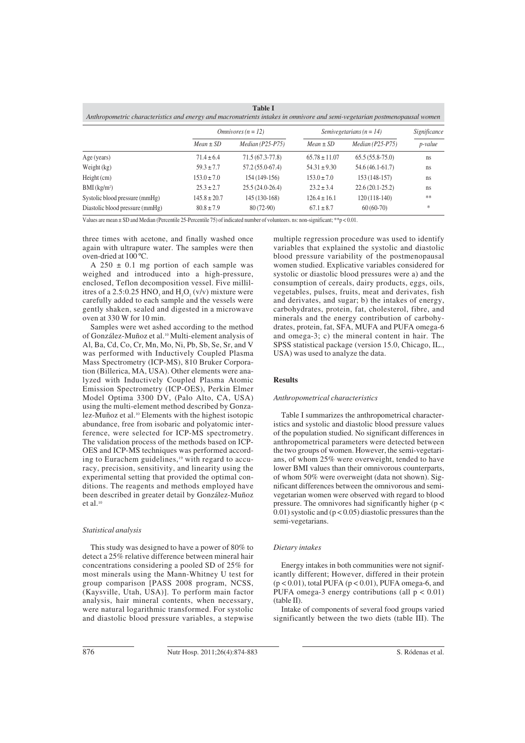**Table I**
*Anthropometric characteristics and energy and macronutrients intakes in omnivore and semi-vegetarian postmenopausal women*

| | *Omnivores (n = 12)* | | *Semivegetarians (n = 14)* | | *Significance* |
|---|---|---|---|---|---|
| | *Mean ± SD* | *Median (P25-P75)* | *Mean ± SD* | *Median (P25-P75)* | *p-value* |
| Age (years) | 71.4 ± 6.4 | 71.5 (67.3-77.8) | 65.78 ± 11.07 | 65.5 (55.8-75.0) | ns |
| Weight (kg) | 59.3 ± 7.7 | 57.2 (55.0-67.4) | 54.31 ± 9.30 | 54.6 (46.1-61.7) | ns |
| Height (cm) | 153.0 ± 7.0 | 154 (149-156) | 153.0 ± 7.0 | 153 (148-157) | ns |
| BMI (kg/m²) | 25.3 ± 2.7 | 25.5 (24.0-26.4) | 23.2 ± 3.4 | 22.6 (20.1-25.2) | ns |
| Systolic blood pressure (mmHg) | 145.8 ± 20.7 | 145 (130-168) | 126.4 ± 16.1 | 120 (118-140) | ** |
| Diastolic blood pressure (mmHg) | 80.8 ± 7.9 | 80 (72-90) | 67.1 ± 8.7 | 60 (60-70) | * |

Values are mean ± SD and Median (Percentile 25-Percentile 75) of indicated number of volunteers. ns: non-significant; **p < 0.01.

three times with acetone, and finally washed once again with ultrapure water. The samples were then oven-dried at 100 ºC.

A 250 ± 0.1 mg portion of each sample was weighed and introduced into a high-pressure, enclosed, Teflon decomposition vessel. Five millilitres of a 2.5:0.25 $HNO_3$ and $H_2O_2$ (v/v) mixture were carefully added to each sample and the vessels were gently shaken, sealed and digested in a microwave oven at 330 W for 10 min.

Samples were wet ashed according to the method of González-Muñoz et al.[10] Multi-element analysis of Al, Ba, Cd, Co, Cr, Mn, Mo, Ni, Pb, Sb, Se, Sr, and V was performed with Inductively Coupled Plasma Mass Spectrometry (ICP-MS), 810 Bruker Corporation (Billerica, MA, USA). Other elements were analyzed with Inductively Coupled Plasma Atomic Emission Spectrometry (ICP-OES), Perkin Elmer Model Optima 3300 DV, (Palo Alto, CA, USA) using the multi-element method described by Gonzalez-Muñoz et al.[10] Elements with the highest isotopic abundance, free from isobaric and polyatomic interference, were selected for ICP-MS spectrometry. The validation process of the methods based on ICP-OES and ICP-MS techniques was performed according to Eurachem guidelines,[19] with regard to accuracy, precision, sensitivity, and linearity using the experimental setting that provided the optimal conditions. The reagents and methods employed have been described in greater detail by González-Muñoz et al.[10]

### *Statistical analysis*

This study was designed to have a power of 80% to detect a 25% relative difference between mineral hair concentrations considering a pooled SD of 25% for most minerals using the Mann-Whitney U test for group comparison [PASS 2008 program, NCSS, (Kaysville, Utah, USA)]. To perform main factor analysis, hair mineral contents, when necessary, were natural logarithmic transformed. For systolic and diastolic blood pressure variables, a stepwise multiple regression procedure was used to identify variables that explained the systolic and diastolic blood pressure variability of the postmenopausal women studied. Explicative variables considered for systolic or diastolic blood pressures were a) and the consumption of cereals, dairy products, eggs, oils, vegetables, pulses, fruits, meat and derivates, fish and derivates, and sugar; b) the intakes of energy, carbohydrates, protein, fat, cholesterol, fibre, and minerals and the energy contribution of carbohydrates, protein, fat, SFA, MUFA and PUFA omega-6 and omega-3; c) the mineral content in hair. The SPSS statistical package (version 15.0, Chicago, IL., USA) was used to analyze the data.

## **Results**

### *Anthropometrical characteristics*

Table I summarizes the anthropometrical characteristics and systolic and diastolic blood pressure values of the population studied. No significant differences in anthropometrical parameters were detected between the two groups of women. However, the semi-vegetarians, of whom 25% were overweight, tended to have lower BMI values than their omnivorous counterparts, of whom 50% were overweight (data not shown). Significant differences between the omnivorous and semi-vegetarian women were observed with regard to blood pressure. The omnivores had significantly higher ($p < 0.01$) systolic and ($p < 0.05$) diastolic pressures than the semi-vegetarians.

### *Dietary intakes*

Energy intakes in both communities were not significantly different; However, differed in their protein ($p < 0.01$), total PUFA ($p < 0.01$), PUFA omega-6, and PUFA omega-3 energy contributions (all $p < 0.01$) (table II).

Intake of components of several food groups varied significantly between the two diets (table III). The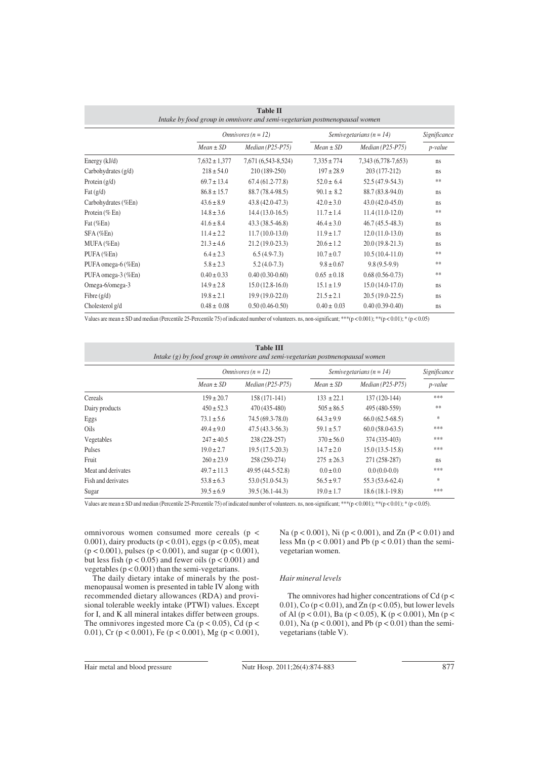**Table II**
*Intake by food group in omnivore and semi-vegetarian postmenopausal women*

| | *Omnivores (n = 12)* | | *Semivegetarians (n = 14)* | | *Significance* |
|---|---|---|---|---|---|
| | *Mean ± SD* | *Median (P25-P75)* | *Mean ± SD* | *Median (P25-P75)* | *p-value* |
| Energy (kJ/d) | 7,632 ± 1,377 | 7,671 (6,543-8,524) | 7,335 ± 774 | 7,343 (6,778-7,653) | ns |
| Carbohydrates (g/d) | 218 ± 54.0 | 210 (189-250) | 197 ± 28.9 | 203 (177-212) | ns |
| Protein (g/d) | 69.7 ± 13.4 | 67.4 (61.2-77.8) | 52.0 ± 6.4 | 52.5 (47.9-54.3) | ** |
| Fat (g/d) | 86.8 ± 15.7 | 88.7 (78.4-98.5) | 90.1 ± 8.2 | 88.7 (83.8-94.0) | ns |
| Carbohydrates (%En) | 43.6 ± 8.9 | 43.8 (42.0-47.3) | 42.0 ± 3.0 | 43.0 (42.0-45.0) | ns |
| Protein (% En) | 14.8 ± 3.6 | 14.4 (13.0-16.5) | 11.7 ± 1.4 | 11.4 (11.0-12.0) | ** |
| Fat (%En) | 41.6 ± 8.4 | 43.3 (38.5-46.8) | 46.4 ± 3.0 | 46.7 (45.5-48.3) | ns |
| SFA (%En) | 11.4 ± 2.2 | 11.7 (10.0-13.0) | 11.9 ± 1.7 | 12.0 (11.0-13.0) | ns |
| MUFA (%En) | 21.3 ± 4.6 | 21.2 (19.0-23.3) | 20.6 ± 1.2 | 20.0 (19.8-21.3) | ns |
| PUFA (%En) | 6.4 ± 2.3 | 6.5 (4.9-7.3) | 10.7 ± 0.7 | 10.5 (10.4-11.0) | ** |
| PUFA omega-6 (%En) | 5.8 ± 2.3 | 5.2 (4.0-7.3) | 9.8 ± 0.67 | 9.8 (9.5-9.9) | ** |
| PUFA omega-3 (%En) | 0.40 ± 0.33 | 0.40 (0.30-0.60) | 0.65 ± 0.18 | 0.68 (0.56-0.73) | ** |
| Omega-6/omega-3 | 14.9 ± 2.8 | 15.0 (12.8-16.0) | 15.1 ± 1.9 | 15.0 (14.0-17.0) | ns |
| Fibre (g/d) | 19.8 ± 2.1 | 19.9 (19.0-22.0) | 21.5 ± 2.1 | 20.5 (19.0-22.5) | ns |
| Cholesterol g/d | 0.48 ± 0.08 | 0.50 (0.46-0.50) | 0.40 ± 0.03 | 0.40 (0.39-0.40) | ns |

Values are mean ± SD and median (Percentile 25-Percentile 75) of indicated number of volunteers. ns, non-significant; ***($p < 0.001$); **($p < 0.01$); * ($p < 0.05$)

**Table III**
*Intake (g) by food group in omnivore and semi-vegetarian postmenopausal women*

| | *Omnivores (n = 12)* | | *Semivegetarians (n = 14)* | | *Significance* |
|---|---|---|---|---|---|
| | *Mean ± SD* | *Median (P25-P75)* | *Mean ± SD* | *Median (P25-P75)* | *p-value* |
| Cereals | 159 ± 20.7 | 158 (171-141) | 133 ± 22.1 | 137 (120-144) | *** |
| Dairy products | 450 ± 52.3 | 470 (435-480) | 505 ± 86.5 | 495 (480-559) | ** |
| Eggs | 73.1 ± 5.6 | 74.5 (69.3-78.0) | 64.3 ± 9.9 | 66.0 (62.5-68.5) | * |
| Oils | 49.4 ± 9.0 | 47.5 (43.3-56.3) | 59.1 ± 5.7 | 60.0 (58.0-63.5) | *** |
| Vegetables | 247 ± 40.5 | 238 (228-257) | 370 ± 56.0 | 374 (335-403) | *** |
| Pulses | 19.0 ± 2.7 | 19.5 (17.5-20.3) | 14.7 ± 2.0 | 15.0 (13.5-15.8) | *** |
| Fruit | 260 ± 23.9 | 258 (250-274) | 275 ± 26.3 | 271 (258-287) | ns |
| Meat and derivates | 49.7 ± 11.3 | 49.95 (44.5-52.8) | 0.0 ± 0.0 | 0.0 (0.0-0.0) | *** |
| Fish and derivates | 53.8 ± 6.3 | 53.0 (51.0-54.3) | 56.5 ± 9.7 | 55.3 (53.6-62.4) | * |
| Sugar | 39.5 ± 6.9 | 39.5 (36.1-44.3) | 19.0 ± 1.7 | 18.6 (18.1-19.8) | *** |

Values are mean ± SD and median (Percentile 25-Percentile 75) of indicated number of volunteers. ns, non-significant; ***($p < 0.001$); **($p < 0.01$); * ($p < 0.05$).

omnivorous women consumed more cereals ($p < 0.001$), dairy products ($p < 0.01$), eggs ($p < 0.05$), meat ($p < 0.001$), pulses ($p < 0.001$), and sugar ($p < 0.001$), but less fish ($p < 0.05$) and fewer oils ($p < 0.001$) and vegetables ($p < 0.001$) than the semi-vegetarians.

The daily dietary intake of minerals by the postmenopausal women is presented in table IV along with recommended dietary allowances (RDA) and provisional tolerable weekly intake (PTWI) values. Except for I, and K all mineral intakes differ between groups. The omnivores ingested more Ca ($p < 0.05$), Cd ($p < 0.01$), Cr ($p < 0.001$), Fe ($p < 0.001$), Mg ($p < 0.001$), Na ($p < 0.001$), Ni ($p < 0.001$), and Zn ($P < 0.01$) and less Mn ($p < 0.001$) and Pb ($p < 0.01$) than the semi-vegetarian women.

### *Hair mineral levels*

The omnivores had higher concentrations of Cd ($p < 0.01$), Co ($p < 0.01$), and Zn ($p < 0.05$), but lower levels of Al ($p < 0.01$), Ba ($p < 0.05$), K ($p < 0.001$), Mn ($p < 0.01$), Na ($p < 0.001$), and Pb ($p < 0.01$) than the semi-vegetarians (table V).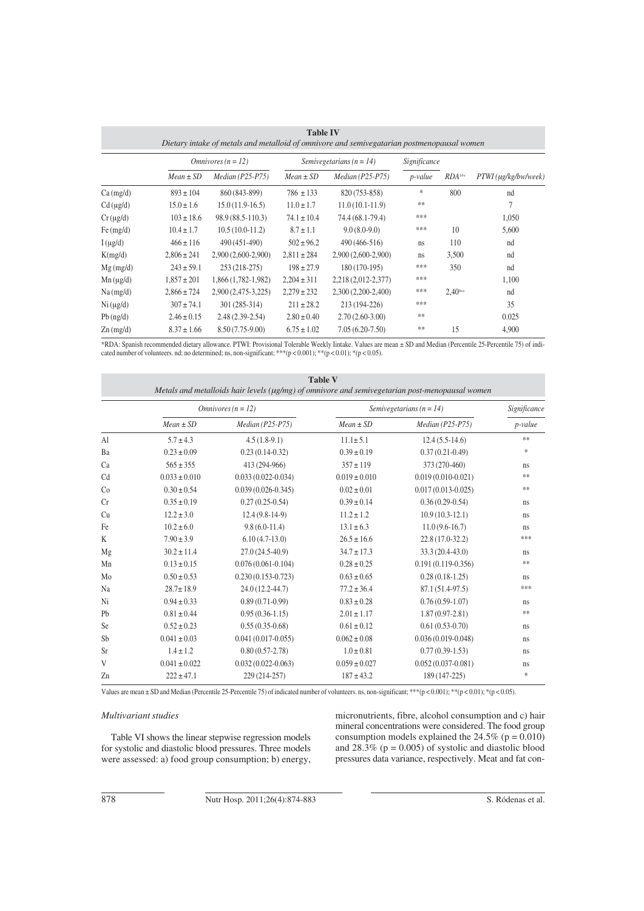**Table IV**
*Dietary intake of metals and metalloid of omnivore and semivegatarian postmenopausal women*

| | *Omnivores (n = 12)* | | *Semivegetarians (n = 14)* | | *Significance* | | |
|---|---|---|---|---|---|---|---|
| | *Mean ± SD* | *Median (P25-P75)* | *Mean ± SD* | *Median (P25-P75)* | *p-value* | *RDA[14]* | *PTWI (µg/kg/bw/week)* |
| Ca (mg/d) | 893 ± 104 | 860 (843-899) | 786 ± 133 | 820 (753-858) | * | 800 | nd |
| Cd (µg/d) | 15.0 ± 1.6 | 15.0 (11.9-16.5) | 11.0 ± 1.7 | 11.0 (10.1-11.9) | ** | | 7 |
| Cr (µg/d) | 103 ± 18.6 | 98.9 (88.5-110.3) | 74.1 ± 10.4 | 74.4 (68.1-79.4) | *** | | 1,050 |
| Fe (mg/d) | 10.4 ± 1.7 | 10.5 (10.0-11.2) | 8.7 ± 1.1 | 9.0 (8.0-9.0) | *** | 10 | 5,600 |
| I (µg/d) | 466 ± 116 | 490 (451-490) | 502 ± 96.2 | 490 (466-516) | ns | 110 | nd |
| K(mg/d) | 2,806 ± 241 | 2,900 (2,600-2,900) | 2,811 ± 284 | 2,900 (2,600-2,900) | ns | 3,500 | nd |
| Mg (mg/d) | 243 ± 59.1 | 253 (218-275) | 198 ± 27.9 | 180 (170-195) | *** | 350 | nd |
| Mn (µg/d) | 1,857 ± 201 | 1,866 (1,782-1,982) | 2,204 ± 311 | 2,218 (2,012-2,377) | *** | | 1,100 |
| Na (mg/d) | 2,866 ± 724 | 2,900 (2,475-3,225) | 2,279 ± 232 | 2,300 (2,200-2,400) | *** | 2,40[0+] | nd |
| Ni (µg/d) | 307 ± 74.1 | 301 (285-314) | 211 ± 28.2 | 213 (194-226) | *** | | 35 |
| Pb (ng/d) | 2.46 ± 0.15 | 2.48 (2.39-2.54) | 2.80 ± 0.40 | 2.70 (2.60-3.00) | ** | | 0.025 |
| Zn (mg/d) | 8.37 ± 1.66 | 8.50 (7.75-9.00) | 6.75 ± 1.02 | 7.05 (6.20-7.50) | ** | 15 | 4,900 |

*RDA: Spanish recommended dietary allowance. PTWI: Provisional Tolerable Weekly Iintake. Values are mean ± SD and Median (Percentile 25-Percentile 75) of indicated number of volunteers. nd: no determined; ns, non-significant; ***(p < 0.001); **(p < 0.01); *(p < 0.05).

**Table V**
*Metals and metalloids hair levels (µg/mg) of omnivore and semivegetarian post-menopausal women*

| | *Omnivores (n = 12)* | | *Semivegetarians (n = 14)* | | *Significance* |
|---|---|---|---|---|---|
| | *Mean ± SD* | *Median (P25-P75)* | *Mean ± SD* | *Median (P25-P75)* | *p-value* |
| Al | 5.7 ± 4.3 | 4.5 (1.8-9.1) | 11.1± 5.1 | 12.4 (5.5-14.6) | ** |
| Ba | 0.23 ± 0.09 | 0.23 (0.14-0.32) | 0.39 ± 0.19 | 0.37 (0.21-0.49) | * |
| Ca | 565 ± 355 | 413 (294-966) | 357 ± 119 | 373 (270-460) | ns |
| Cd | 0.033 ± 0.010 | 0.033 (0.022-0.034) | 0.019 ± 0.010 | 0.019 (0.010-0.021) | ** |
| Co | 0.30 ± 0.54 | 0.039 (0.026-0.345) | 0.02 ± 0.01 | 0.017 (0.013-0.025) | ** |
| Cr | 0.35 ± 0.19 | 0.27 (0.25-0.54) | 0.39 ± 0.14 | 0.36 (0.29-0.54) | ns |
| Cu | 12.2 ± 3.0 | 12.4 (9.8-14-9) | 11.2 ± 1.2 | 10.9 (10.3-12.1) | ns |
| Fe | 10.2 ± 6.0 | 9.8 (6.0-11.4) | 13.1 ± 6.3 | 11.0 (9.6-16.7) | ns |
| K | 7.90 ± 3.9 | 6.10 (4.7-13.0) | 26.5 ± 16.6 | 22.8 (17.0-32.2) | *** |
| Mg | 30.2 ± 11.4 | 27.0 (24.5-40.9) | 34.7 ± 17.3 | 33.3 (20.4-43.0) | ns |
| Mn | 0.13 ± 0.15 | 0.076 (0.061-0.104) | 0.28 ± 0.25 | 0.191 (0.119-0.356) | ** |
| Mo | 0.50 ± 0.53 | 0.230 (0.153-0.723) | 0.63 ± 0.65 | 0.28 (0.18-1.25) | ns |
| Na | 28.7± 18.9 | 24.0 (12.2-44.7) | 77.2 ± 36.4 | 87.1 (51.4-97.5) | *** |
| Ni | 0.94 ± 0.33 | 0.89 (0.71-0.99) | 0.83 ± 0.28 | 0.76 (0.59-1.07) | ns |
| Pb | 0.81 ± 0.44 | 0.95 (0.36-1.15) | 2.01 ± 1.17 | 1.87 (0.97-2.81) | ** |
| Se | 0.52 ± 0.23 | 0.55 (0.35-0.68) | 0.61 ± 0.12 | 0.61 (0.53-0.70) | ns |
| Sb | 0.041 ± 0.03 | 0.041 (0.017-0.055) | 0.062 ± 0.08 | 0.036 (0.019-0.048) | ns |
| Sr | 1.4 ± 1.2 | 0.80 (0.57-2.78) | 1.0 ± 0.81 | 0.77 (0.39-1.53) | ns |
| V | 0.041 ± 0.022 | 0.032 (0.022-0.063) | 0.059 ± 0.027 | 0.052 (0.037-0.081) | ns |
| Zn | 222 ± 47.1 | 229 (214-257) | 187 ± 43.2 | 189 (147-225) | * |

Values are mean ± SD and Median (Percentile 25-Percentile 75) of indicated number of volunteers. ns, non-significant; ***(p < 0.001); **(p < 0.01); *(p < 0.05).

### *Multivariant studies*

Table VI shows the linear stepwise regression models for systolic and diastolic blood pressures. Three models were assessed: a) food group consumption; b) energy, micronutrients, fibre, alcohol consumption and c) hair mineral concentrations were considered. The food group consumption models explained the 24.5% ($p = 0.010$) and 28.3% ($p = 0.005$) of systolic and diastolic blood pressures data variance, respectively. Meat and fat con-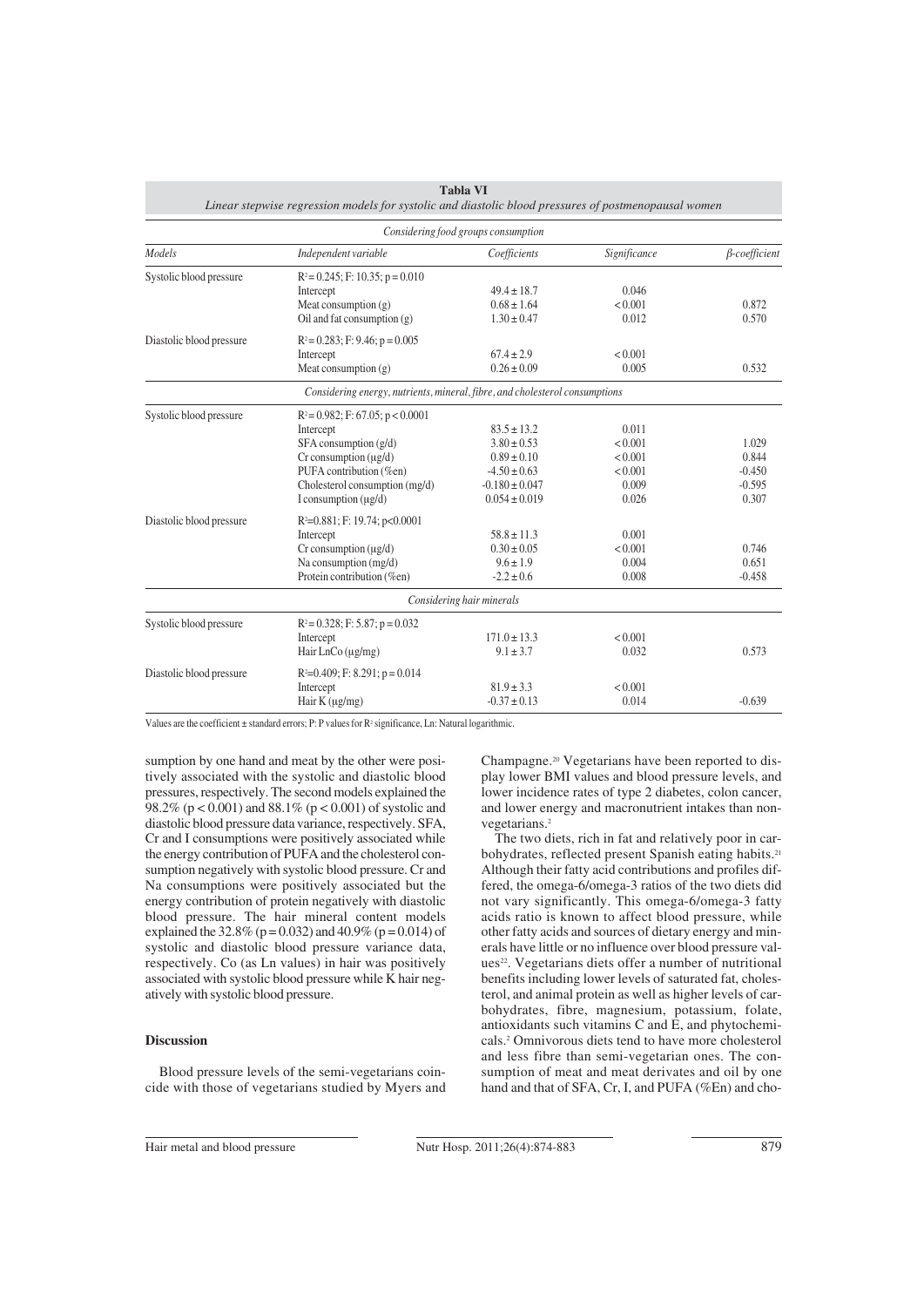**Tabla VI**
*Linear stepwise regression models for systolic and diastolic blood pressures of postmenopausal women*

| *Models* | *Independent variable* | *Coefficients* | *Significance* | *β-coefficient* |
|---|---|---|---|---|
| *Considering food groups consumption* | | | | |
| Systolic blood pressure | $R^2 = 0.245$; F: 10.35; $p = 0.010$ | | | |
| | Intercept | 49.4 ± 18.7 | 0.046 | |
| | Meat consumption (g) | 0.68 ± 1.64 | < 0.001 | 0.872 |
| | Oil and fat consumption (g) | 1.30 ± 0.47 | 0.012 | 0.570 |
| Diastolic blood pressure | $R^2 = 0.283$; F: 9.46; $p = 0.005$ | | | |
| | Intercept | 67.4 ± 2.9 | < 0.001 | |
| | Meat consumption (g) | 0.26 ± 0.09 | 0.005 | 0.532 |
| *Considering energy, nutrients, mineral, fibre, and cholesterol consumptions* | | | | |
| Systolic blood pressure | $R^2 = 0.982$; F: 67.05; $p < 0.0001$ | | | |
| | Intercept | 83.5 ± 13.2 | 0.011 | |
| | SFA consumption (g/d) | 3.80 ± 0.53 | < 0.001 | 1.029 |
| | Cr consumption (µg/d) | 0.89 ± 0.10 | < 0.001 | 0.844 |
| | PUFA contribution (%en) | -4.50 ± 0.63 | < 0.001 | -0.450 |
| | Cholesterol consumption (mg/d) | -0.180 ± 0.047 | 0.009 | -0.595 |
| | I consumption (µg/d) | 0.054 ± 0.019 | 0.026 | 0.307 |
| Diastolic blood pressure | $R^2 = 0.881$; F: 19.74; $p < 0.0001$ | | | |
| | Intercept | 58.8 ± 11.3 | 0.001 | |
| | Cr consumption (µg/d) | 0.30 ± 0.05 | < 0.001 | 0.746 |
| | Na consumption (mg/d) | 9.6 ± 1.9 | 0.004 | 0.651 |
| | Protein contribution (%en) | -2.2 ± 0.6 | 0.008 | -0.458 |
| *Considering hair minerals* | | | | |
| Systolic blood pressure | $R^2 = 0.328$; F: 5.87; $p = 0.032$ | | | |
| | Intercept | 171.0 ± 13.3 | < 0.001 | |
| | Hair LnCo (µg/mg) | 9.1 ± 3.7 | 0.032 | 0.573 |
| Diastolic blood pressure | $R^2 = 0.409$; F: 8.291; $p = 0.014$ | | | |
| | Intercept | 81.9 ± 3.3 | < 0.001 | |
| | Hair K (µg/mg) | -0.37 ± 0.13 | 0.014 | -0.639 |

Values are the coefficient ± standard errors; P: P values for $R^2$ significance, Ln: Natural logarithmic.

sumption by one hand and meat by the other were positively associated with the systolic and diastolic blood pressures, respectively. The second models explained the 98.2% ($p < 0.001$) and 88.1% ($p < 0.001$) of systolic and diastolic blood pressure data variance, respectively. SFA, Cr and I consumptions were positively associated while the energy contribution of PUFA and the cholesterol consumption negatively with systolic blood pressure. Cr and Na consumptions were positively associated but the energy contribution of protein negatively with diastolic blood pressure. The hair mineral content models explained the 32.8% ($p = 0.032$) and 40.9% ($p = 0.014$) of systolic and diastolic blood pressure variance data, respectively. Co (as Ln values) in hair was positively associated with systolic blood pressure while K hair negatively with systolic blood pressure.

## Discussion

Blood pressure levels of the semi-vegetarians coincide with those of vegetarians studied by Myers and Champagne.[20] Vegetarians have been reported to display lower BMI values and blood pressure levels, and lower incidence rates of type 2 diabetes, colon cancer, and lower energy and macronutrient intakes than non-vegetarians.[2]

The two diets, rich in fat and relatively poor in carbohydrates, reflected present Spanish eating habits.[21] Although their fatty acid contributions and profiles differed, the omega-6/omega-3 ratios of the two diets did not vary significantly. This omega-6/omega-3 fatty acids ratio is known to affect blood pressure, while other fatty acids and sources of dietary energy and minerals have little or no influence over blood pressure values[22]. Vegetarians diets offer a number of nutritional benefits including lower levels of saturated fat, cholesterol, and animal protein as well as higher levels of carbohydrates, fibre, magnesium, potassium, folate, antioxidants such vitamins C and E, and phytochemicals.[2] Omnivorous diets tend to have more cholesterol and less fibre than semi-vegetarian ones. The consumption of meat and meat derivates and oil by one hand and that of SFA, Cr, I, and PUFA (%En) and cho-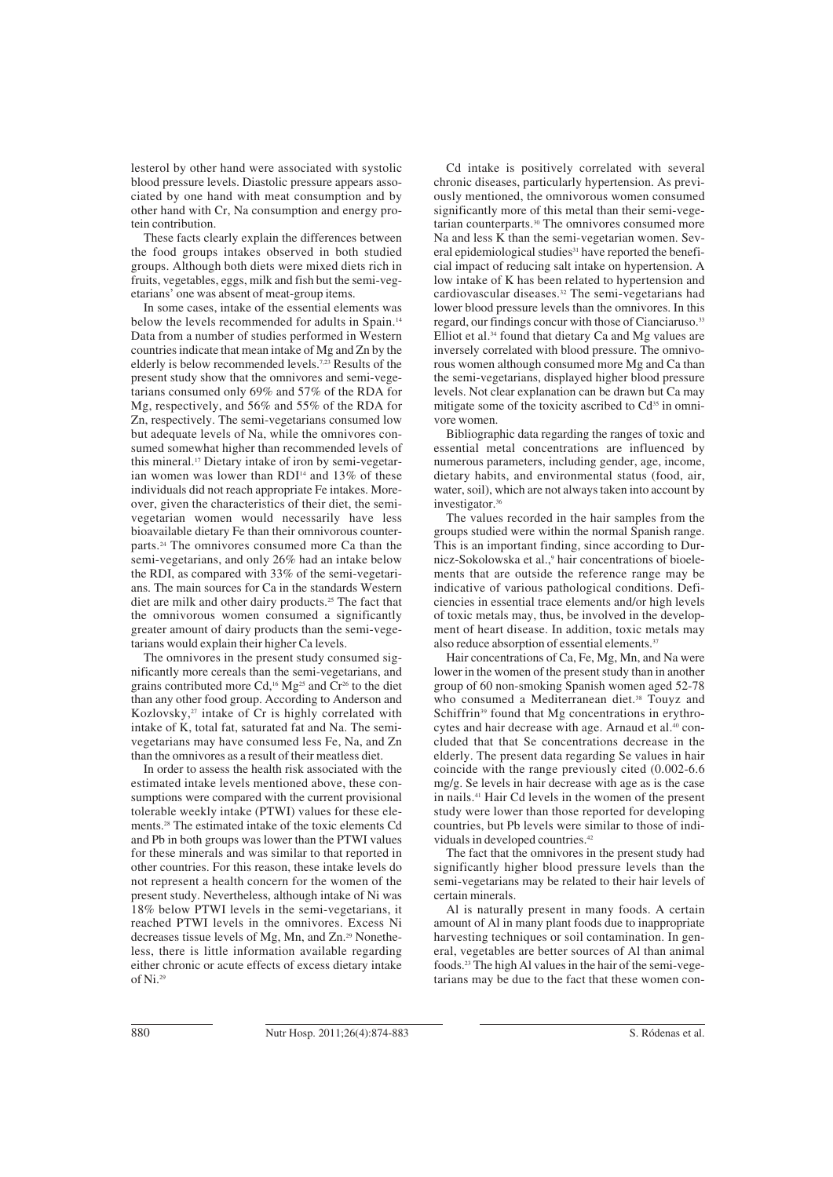lesterol by other hand were associated with systolic blood pressure levels. Diastolic pressure appears associated by one hand with meat consumption and by other hand with Cr, Na consumption and energy protein contribution.

These facts clearly explain the differences between the food groups intakes observed in both studied groups. Although both diets were mixed diets rich in fruits, vegetables, eggs, milk and fish but the semi-vegetarians' one was absent of meat-group items.

In some cases, intake of the essential elements was below the levels recommended for adults in Spain.[14] Data from a number of studies performed in Western countries indicate that mean intake of Mg and Zn by the elderly is below recommended levels.[7,23] Results of the present study show that the omnivores and semi-vegetarians consumed only 69% and 57% of the RDA for Mg, respectively, and 56% and 55% of the RDA for Zn, respectively. The semi-vegetarians consumed low but adequate levels of Na, while the omnivores consumed somewhat higher than recommended levels of this mineral.[17] Dietary intake of iron by semi-vegetarian women was lower than RDI[14] and 13% of these individuals did not reach appropriate Fe intakes. Moreover, given the characteristics of their diet, the semi-vegetarian women would necessarily have less bioavailable dietary Fe than their omnivorous counterparts.[24] The omnivores consumed more Ca than the semi-vegetarians, and only 26% had an intake below the RDI, as compared with 33% of the semi-vegetarians. The main sources for Ca in the standards Western diet are milk and other dairy products.[25] The fact that the omnivorous women consumed a significantly greater amount of dairy products than the semi-vegetarians would explain their higher Ca levels.

The omnivores in the present study consumed significantly more cereals than the semi-vegetarians, and grains contributed more Cd,[16] Mg[25] and Cr[26] to the diet than any other food group. According to Anderson and Kozlovsky,[27] intake of Cr is highly correlated with intake of K, total fat, saturated fat and Na. The semi-vegetarians may have consumed less Fe, Na, and Zn than the omnivores as a result of their meatless diet.

In order to assess the health risk associated with the estimated intake levels mentioned above, these consumptions were compared with the current provisional tolerable weekly intake (PTWI) values for these elements.[28] The estimated intake of the toxic elements Cd and Pb in both groups was lower than the PTWI values for these minerals and was similar to that reported in other countries. For this reason, these intake levels do not represent a health concern for the women of the present study. Nevertheless, although intake of Ni was 18% below PTWI levels in the semi-vegetarians, it reached PTWI levels in the omnivores. Excess Ni decreases tissue levels of Mg, Mn, and Zn.[29] Nonetheless, there is little information available regarding either chronic or acute effects of excess dietary intake of Ni.[29]

Cd intake is positively correlated with several chronic diseases, particularly hypertension. As previously mentioned, the omnivorous women consumed significantly more of this metal than their semi-vegetarian counterparts.[30] The omnivores consumed more Na and less K than the semi-vegetarian women. Several epidemiological studies[31] have reported the beneficial impact of reducing salt intake on hypertension. A low intake of K has been related to hypertension and cardiovascular diseases.[32] The semi-vegetarians had lower blood pressure levels than the omnivores. In this regard, our findings concur with those of Cianciaruso.[33] Elliot et al.[34] found that dietary Ca and Mg values are inversely correlated with blood pressure. The omnivorous women although consumed more Mg and Ca than the semi-vegetarians, displayed higher blood pressure levels. Not clear explanation can be drawn but Ca may mitigate some of the toxicity ascribed to Cd[35] in omnivore women.

Bibliographic data regarding the ranges of toxic and essential metal concentrations are influenced by numerous parameters, including gender, age, income, dietary habits, and environmental status (food, air, water, soil), which are not always taken into account by investigator.[36]

The values recorded in the hair samples from the groups studied were within the normal Spanish range. This is an important finding, since according to Durnicz-Sokolowska et al.,[9] hair concentrations of bioelements that are outside the reference range may be indicative of various pathological conditions. Deficiencies in essential trace elements and/or high levels of toxic metals may, thus, be involved in the development of heart disease. In addition, toxic metals may also reduce absorption of essential elements.[37]

Hair concentrations of Ca, Fe, Mg, Mn, and Na were lower in the women of the present study than in another group of 60 non-smoking Spanish women aged 52-78 who consumed a Mediterranean diet.[38] Touyz and Schiffrin[39] found that Mg concentrations in erythrocytes and hair decrease with age. Arnaud et al.[40] concluded that that Se concentrations decrease in the elderly. The present data regarding Se values in hair coincide with the range previously cited (0.002-6.6 mg/g. Se levels in hair decrease with age as is the case in nails.[41] Hair Cd levels in the women of the present study were lower than those reported for developing countries, but Pb levels were similar to those of individuals in developed countries.[42]

The fact that the omnivores in the present study had significantly higher blood pressure levels than the semi-vegetarians may be related to their hair levels of certain minerals.

Al is naturally present in many foods. A certain amount of Al in many plant foods due to inappropriate harvesting techniques or soil contamination. In general, vegetables are better sources of Al than animal foods.[23] The high Al values in the hair of the semi-vegetarians may be due to the fact that these women con-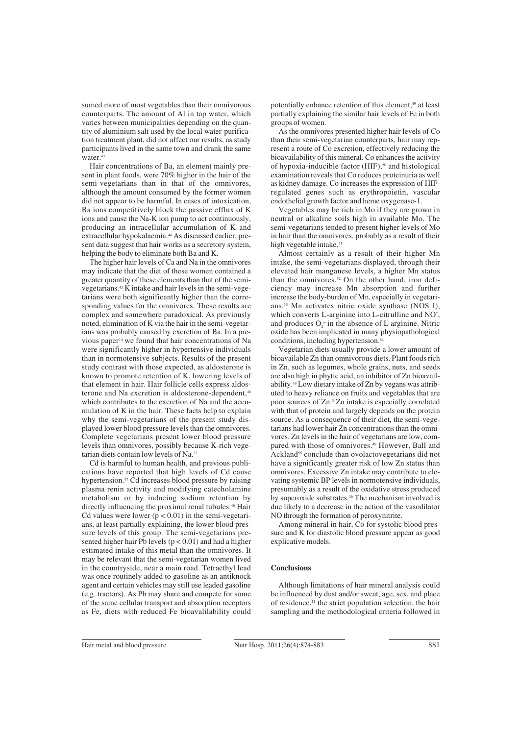sumed more of most vegetables than their omnivorous counterparts. The amount of Al in tap water, which varies between municipalities depending on the quantity of aluminium salt used by the local water-purification treatment plant, did not affect our results, as study participants lived in the same town and drank the same water.[43]

Hair concentrations of Ba, an element mainly present in plant foods, were 70% higher in the hair of the semi-vegetarians than in that of the omnivores, although the amount consumed by the former women did not appear to be harmful. In cases of intoxication, Ba ions competitively block the passive efflux of K ions and cause the Na-K ion pump to act continuously, producing an intracellular accumulation of K and extracellular hypokalaemia.[44] As discussed earlier, present data suggest that hair works as a secretory system, helping the body to eliminate both Ba and K.

The higher hair levels of Ca and Na in the omnivores may indicate that the diet of these women contained a greater quantity of these elements than that of the semi-vegetarians.[45] K intake and hair levels in the semi-vegetarians were both significantly higher than the corresponding values for the omnivores. These results are complex and somewhere paradoxical. As previously noted, elimination of K via the hair in the semi-vegetarians was probably caused by excretion of Ba. In a previous paper[10] we found that hair concentrations of Na were significantly higher in hypertensive individuals than in normotensive subjects. Results of the present study contrast with those expected, as aldosterone is known to promote retention of K, lowering levels of that element in hair. Hair follicle cells express aldosterone and Na excretion is aldosterone-dependent,[46] which contributes to the excretion of Na and the accumulation of K in the hair. These facts help to explain why the semi-vegetarians of the present study displayed lower blood pressure levels than the omnivores. Complete vegetarians present lower blood pressure levels than omnivores, possibly because K-rich vegetarian diets contain low levels of Na.[33]

Cd is harmful to human health, and previous publications have reported that high levels of Cd cause hypertension.[47] Cd increases blood pressure by raising plasma renin activity and modifying catecholamine metabolism or by inducing sodium retention by directly influencing the proximal renal tubules.[46] Hair Cd values were lower ($p < 0.01$) in the semi-vegetarians, at least partially explaining, the lower blood pressure levels of this group. The semi-vegetarians presented higher hair Pb levels ($p < 0.01$) and had a higher estimated intake of this metal than the omnivores. It may be relevant that the semi-vegetarian women lived in the countryside, near a main road. Tetraethyl lead was once routinely added to gasoline as an antiknock agent and certain vehicles may still use leaded gasoline (e.g. tractors). As Pb may share and compete for some of the same cellular transport and absorption receptors as Fe, diets with reduced Fe bioavalilability could potentially enhance retention of this element,[49] at least partially explaining the similar hair levels of Fe in both groups of women.

As the omnivores presented higher hair levels of Co than their semi-vegetarian counterparts, hair may represent a route of Co excretion, effectively reducing the bioavailability of this mineral. Co enhances the activity of hypoxia-inducible factor (HIF),[50] and histological examination reveals that Co reduces proteinuria as well as kidney damage. Co increases the expression of HIF-regulated genes such as erythropoietin, vascular endothelial growth factor and heme oxygenase-1.

Vegetables may be rich in Mo if they are grown in neutral or alkaline soils high in available Mo. The semi-vegetarians tended to present higher levels of Mo in hair than the omnivores, probably as a result of their high vegetable intake.[51]

Almost certainly as a result of their higher Mn intake, the semi-vegetarians displayed, through their elevated hair manganese levels, a higher Mn status than the omnivores.[52] On the other hand, iron deficiency may increase Mn absorption and further increase the body-burden of Mn, especially in vegetarians.[53] Mn activates nitric oxide synthase (NOS I), which converts L-arginine into L-citrulline and $NO^{\bullet}$, and produces $O_2^{\bullet-}$ in the absence of L arginine. Nitric oxide has been implicated in many physiopathological conditions, including hypertension.[54]

Vegetarian diets usually provide a lower amount of bioavailable Zn than omnivorous diets. Plant foods rich in Zn, such as legumes, whole grains, nuts, and seeds are also high in phytic acid, an inhibitor of Zn bioavailability.[49] Low dietary intake of Zn by vegans was attributed to heavy reliance on fruits and vegetables that are poor sources of Zn.[3] Zn intake is especially correlated with that of protein and largely depends on the protein source. As a consequence of their diet, the semi-vegetarians had lower hair Zn concentrations than the omnivores. Zn levels in the hair of vegetarians are low, compared with those of omnivores.[49] However, Ball and Ackland[55] conclude than ovolactovegetarians did not have a significantly greater risk of low Zn status than omnivores. Excessive Zn intake may contribute to elevating systemic BP levels in normotensive individuals, presumably as a result of the oxidative stress produced by superoxide substrates.[56] The mechanism involved is due likely to a decrease in the action of the vasodilator NO through the formation of peroxynitrite.

Among mineral in hair, Co for systolic blood pressure and K for diastolic blood pressure appear as good explicative models.

## Conclusions

Although limitations of hair mineral analysis could be influenced by dust and/or sweat, age, sex, and place of residence,[11] the strict population selection, the hair sampling and the methodological criteria followed in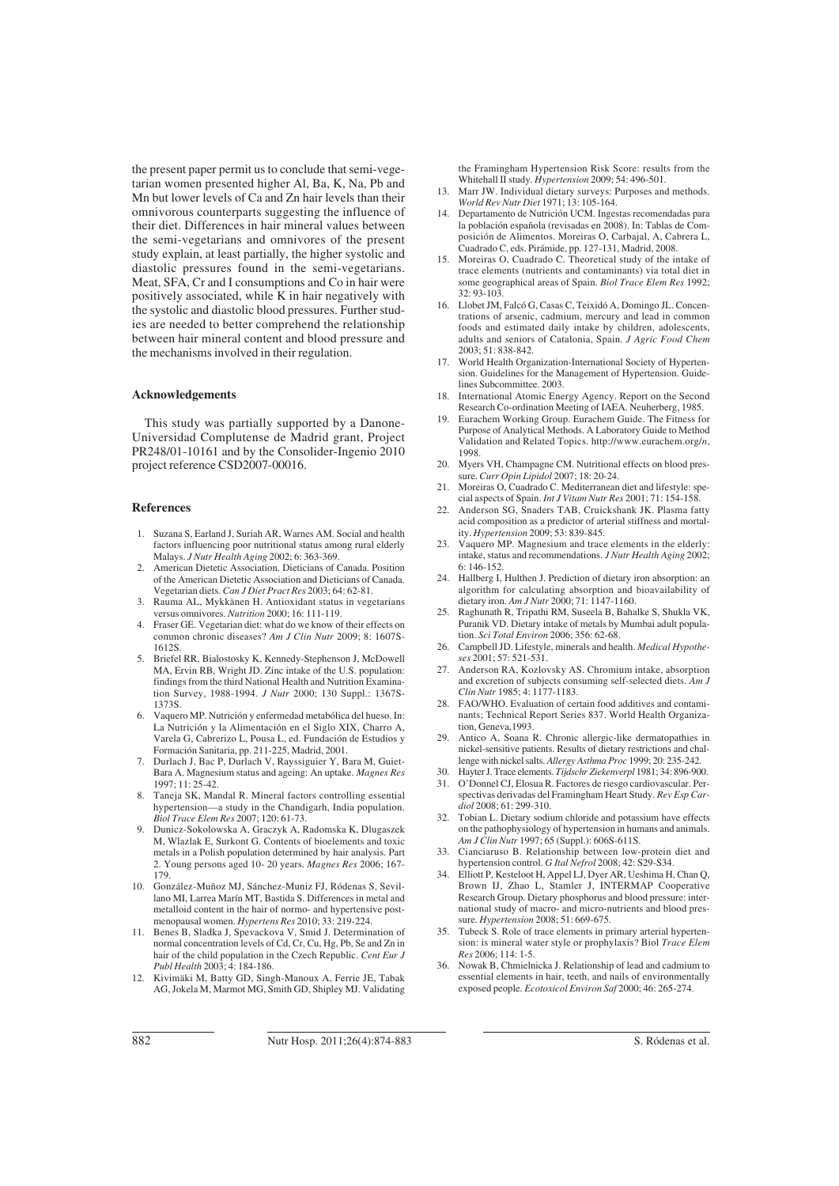the present paper permit us to conclude that semi-vegetarian women presented higher Al, Ba, K, Na, Pb and Mn but lower levels of Ca and Zn hair levels than their omnivorous counterparts suggesting the influence of their diet. Differences in hair mineral values between the semi-vegetarians and omnivores of the present study explain, at least partially, the higher systolic and diastolic pressures found in the semi-vegetarians. Meat, SFA, Cr and I consumptions and Co in hair were positively associated, while K in hair negatively with the systolic and diastolic blood pressures. Further studies are needed to better comprehend the relationship between hair mineral content and blood pressure and the mechanisms involved in their regulation.

## Acknowledgements

This study was partially supported by a Danone-Universidad Complutense de Madrid grant, Project PR248/01-10161 and by the Consolider-Ingenio 2010 project reference CSD2007-00016.

## References

1. Suzana S, Earland J, Suriah AR, Warnes AM. Social and health factors influencing poor nutritional status among rural elderly Malays. *J Nutr Health Aging* 2002; 6: 363-369.
2. American Dietetic Association. Dieticians of Canada. Position of the American Dietetic Association and Dieticians of Canada. Vegetarian diets. *Can J Diet Pract Res* 2003; 64: 62-81.
3. Rauma AL, Mykkänen H. Antioxidant status in vegetarians versus omnivores. *Nutrition* 2000; 16: 111-119.
4. Fraser GE. Vegetarian diet: what do we know of their effects on common chronic diseases? *Am J Clin Nutr* 2009; 8: 1607S-1612S.
5. Briefel RR, Bialostosky K, Kennedy-Stephenson J, McDowell MA, Ervin RB, Wright JD. Zinc intake of the U.S. population: findings from the third National Health and Nutrition Examination Survey, 1988-1994. *J Nutr* 2000; 130 Suppl.: 1367S-1373S.
6. Vaquero MP. Nutrición y enfermedad metabólica del hueso. In: La Nutrición y la Alimentación en el Siglo XIX, Charro A, Varela G, Cabrerizo L, Pousa L, ed. Fundación de Estudios y Formación Sanitaria, pp. 211-225, Madrid, 2001.
7. Durlach J, Bac P, Durlach V, Rayssiguier Y, Bara M, Guiet-Bara A. Magnesium status and ageing: An uptake. *Magnes Res* 1997; 11: 25-42.
8. Taneja SK, Mandal R. Mineral factors controlling essential hypertension—a study in the Chandigarh, India population. *Biol Trace Elem Res* 2007; 120: 61-73.
9. Dunicz-Sokolowska A, Graczyk A, Radomska K, Dlugaszek M, Wlazlak E, Surkont G. Contents of bioelements and toxic metals in a Polish population determined by hair analysis. Part 2. Young persons aged 10- 20 years. *Magnes Res* 2006; 167-179.
10. González-Muñoz MJ, Sánchez-Muniz FJ, Ródenas S, Sevillano MI, Larrea Marín MT, Bastida S. Differences in metal and metalloid content in the hair of normo- and hypertensive postmenopausal women. *Hypertens Res* 2010; 33: 219-224.
11. Benes B, Sladka J, Spevackova V, Smid J. Determination of normal concentration levels of Cd, Cr, Cu, Hg, Pb, Se and Zn in hair of the child population in the Czech Republic. *Cent Eur J Publ Health* 2003; 4: 184-186.
12. Kivimäki M, Batty GD, Singh-Manoux A, Ferrie JE, Tabak AG, Jokela M, Marmot MG, Smith GD, Shipley MJ. Validating the Framingham Hypertension Risk Score: results from the Whitehall II study. *Hypertension* 2009; 54: 496-501.
13. Marr JW. Individual dietary surveys: Purposes and methods. *World Rev Nutr Diet* 1971; 13: 105-164.
14. Departamento de Nutrición UCM. Ingestas recomendadas para la población española (revisadas en 2008). In: Tablas de Composición de Alimentos. Moreiras O, Carbajal, A, Cabrera L, Cuadrado C, eds. Pirámide, pp. 127-131, Madrid, 2008.
15. Moreiras O, Cuadrado C. Theoretical study of the intake of trace elements (nutrients and contaminants) via total diet in some geographical areas of Spain. *Biol Trace Elem Res* 1992; 32: 93-103.
16. Llobet JM, Falcó G, Casas C, Teixidó A, Domingo JL. Concentrations of arsenic, cadmium, mercury and lead in common foods and estimated daily intake by children, adolescents, adults and seniors of Catalonia, Spain. *J Agric Food Chem* 2003; 51: 838-842.
17. World Health Organization-International Society of Hypertension. Guidelines for the Management of Hypertension. Guidelines Subcommittee. 2003.
18. International Atomic Energy Agency. Report on the Second Research Co-ordination Meeting of IAEA. Neuherberg, 1985.
19. Eurachem Working Group. Eurachem Guide. The Fitness for Purpose of Analytical Methods. A Laboratory Guide to Method Validation and Related Topics. http://www.eurachem.org/n, 1998.
20. Myers VH, Champagne CM. Nutritional effects on blood pressure. *Curr Opin Lipidol* 2007; 18: 20-24.
21. Moreiras O, Cuadrado C. Mediterranean diet and lifestyle: special aspects of Spain. *Int J Vitam Nutr Res* 2001; 71: 154-158.
22. Anderson SG, Snaders TAB, Cruickshank JK. Plasma fatty acid composition as a predictor of arterial stiffness and mortality. *Hypertension* 2009; 53: 839-845.
23. Vaquero MP. Magnesium and trace elements in the elderly: intake, status and recommendations. *J Nutr Health Aging* 2002; 6: 146-152.
24. Hallberg I, Hulthen J. Prediction of dietary iron absorption: an algorithm for calculating absorption and bioavailability of dietary iron. *Am J Nutr* 2000; 71: 1147-1160.
25. Raghunath R, Tripathi RM, Suseela B, Bahalke S, Shukla VK, Puranik VD. Dietary intake of metals by Mumbai adult population. *Sci Total Environ* 2006; 356: 62-68.
26. Campbell JD. Lifestyle, minerals and health. *Medical Hypotheses* 2001; 57: 521-531.
27. Anderson RA, Kozlovsky AS. Chromium intake, absorption and excretion of subjects consuming self-selected diets. *Am J Clin Nutr* 1985; 4: 1177-1183.
28. FAO/WHO. Evaluation of certain food additives and contaminants; Technical Report Series 837. World Health Organization, Geneva,1993.
29. Antico A, Soana R. Chronic allergic-like dermatopathies in nickel-sensitive patients. Results of dietary restrictions and challenge with nickel salts. *Allergy Asthma Proc* 1999; 20: 235-242.
30. Hayter J. Trace elements. *Tijdschr Ziekenverpl* 1981; 34: 896-900.
31. O'Donnel CJ, Elosua R. Factores de riesgo cardiovascular. Perspectivas derivadas del Framingham Heart Study. *Rev Esp Cardiol* 2008; 61: 299-310.
32. Tobian L. Dietary sodium chloride and potassium have effects on the pathophysiology of hypertension in humans and animals. *Am J Clin Nutr* 1997; 65 (Suppl.): 606S-611S.
33. Cianciaruso B. Relationship between low-protein diet and hypertension control. *G Ital Nefrol* 2008; 42: S29-S34.
34. Elliott P, Kesteloot H, Appel LJ, Dyer AR, Ueshima H, Chan Q, Brown IJ, Zhao L, Stamler J, INTERMAP Cooperative Research Group. Dietary phosphorus and blood pressure: international study of macro- and micro-nutrients and blood pressure. *Hypertension* 2008; 51: 669-675.
35. Tubeck S. Role of trace elements in primary arterial hypertension: is mineral water style or prophylaxis? Biol *Trace Elem Res* 2006; 114: 1-5.
36. Nowak B, Chmielnicka J. Relationship of lead and cadmium to essential elements in hair, teeth, and nails of environmentally exposed people. *Ecotoxicol Environ Saf* 2000; 46: 265-274.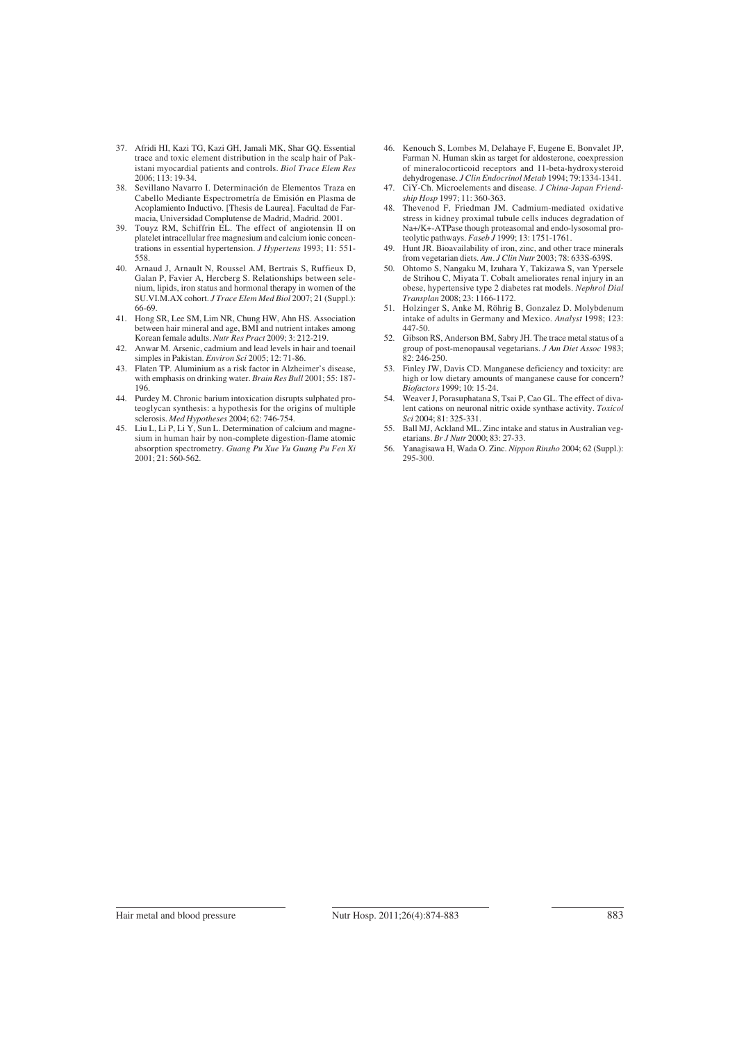37. Afridi HI, Kazi TG, Kazi GH, Jamali MK, Shar GQ. Essential trace and toxic element distribution in the scalp hair of Pakistani myocardial patients and controls. *Biol Trace Elem Res* 2006; 113: 19-34.
38. Sevillano Navarro I. Determinación de Elementos Traza en Cabello Mediante Espectrometría de Emisión en Plasma de Acoplamiento Inductivo. [Thesis de Laurea]. Facultad de Farmacia, Universidad Complutense de Madrid, Madrid. 2001.
39. Touyz RM, Schiffrin EL. The effect of angiotensin II on platelet intracellular free magnesium and calcium ionic concentrations in essential hypertension. *J Hypertens* 1993; 11: 551-558.
40. Arnaud J, Arnault N, Roussel AM, Bertrais S, Ruffieux D, Galan P, Favier A, Hercberg S. Relationships between selenium, lipids, iron status and hormonal therapy in women of the SU.VI.M.AX cohort. *J Trace Elem Med Biol* 2007; 21 (Suppl.): 66-69.
41. Hong SR, Lee SM, Lim NR, Chung HW, Ahn HS. Association between hair mineral and age, BMI and nutrient intakes among Korean female adults. *Nutr Res Pract* 2009; 3: 212-219.
42. Anwar M. Arsenic, cadmium and lead levels in hair and toenail simples in Pakistan. *Environ Sci* 2005; 12: 71-86.
43. Flaten TP. Aluminium as a risk factor in Alzheimer's disease, with emphasis on drinking water. *Brain Res Bull* 2001; 55: 187-196.
44. Purdey M. Chronic barium intoxication disrupts sulphated proteoglycan synthesis: a hypothesis for the origins of multiple sclerosis. *Med Hypotheses* 2004; 62: 746-754.
45. Liu L, Li P, Li Y, Sun L. Determination of calcium and magnesium in human hair by non-complete digestion-flame atomic absorption spectrometry. *Guang Pu Xue Yu Guang Pu Fen Xi* 2001; 21: 560-562.
46. Kenouch S, Lombes M, Delahaye F, Eugene E, Bonvalet JP, Farman N. Human skin as target for aldosterone, coexpression of mineralocorticoid receptors and 11-beta-hydroxysteroid dehydrogenase. *J Clin Endocrinol Metab* 1994; 79:1334-1341.
47. CiY-Ch. Microelements and disease. *J China-Japan Friendship Hosp* 1997; 11: 360-363.
48. Thevenod F, Friedman JM. Cadmium-mediated oxidative stress in kidney proximal tubule cells induces degradation of Na+/K+-ATPase though proteasomal and endo-lysosomal proteolytic pathways. *Faseb J* 1999; 13: 1751-1761.
49. Hunt JR. Bioavailability of iron, zinc, and other trace minerals from vegetarian diets. *Am. J Clin Nutr* 2003; 78: 633S-639S.
50. Ohtomo S, Nangaku M, Izuhara Y, Takizawa S, van Ypersele de Strihou C, Miyata T. Cobalt ameliorates renal injury in an obese, hypertensive type 2 diabetes rat models. *Nephrol Dial Transplan* 2008; 23: 1166-1172.
51. Holzinger S, Anke M, Röhrig B, Gonzalez D. Molybdenum intake of adults in Germany and Mexico. *Analyst* 1998; 123: 447-50.
52. Gibson RS, Anderson BM, Sabry JH. The trace metal status of a group of post-menopausal vegetarians. *J Am Diet Assoc* 1983; 82: 246-250.
53. Finley JW, Davis CD. Manganese deficiency and toxicity: are high or low dietary amounts of manganese cause for concern? *Biofactors* 1999; 10: 15-24.
54. Weaver J, Porasuphatana S, Tsai P, Cao GL. The effect of divalent cations on neuronal nitric oxide synthase activity. *Toxicol Sci* 2004; 81: 325-331.
55. Ball MJ, Ackland ML. Zinc intake and status in Australian vegetarians. *Br J Nutr* 2000; 83: 27-33.
56. Yanagisawa H, Wada O. Zinc. *Nippon Rinsho* 2004; 62 (Suppl.): 295-300.